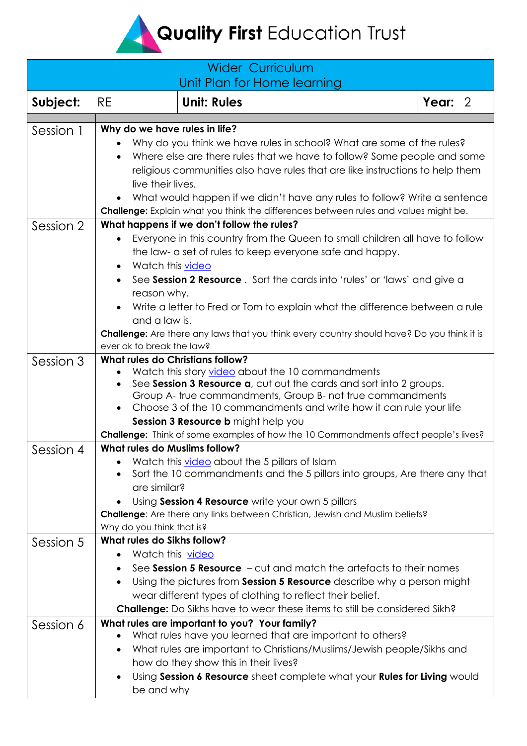# **Quality First** Education Trust

| Wider Curriculum<br>Unit Plan for Home learning | | |
|---|---|---|
| **Subject:** RE | **Unit: Rules** | **Year:** 2 |

| | |
|---|---|
| Session 1 | **Why do we have rules in life?**<br>• Why do you think we have rules in school? What are some of the rules?<br>• Where else are there rules that we have to follow? Some people and some religious communities also have rules that are like instructions to help them live their lives.<br>• What would happen if we didn't have any rules to follow? Write a sentence<br>**Challenge:** Explain what you think the differences between rules and values might be. |
| Session 2 | **What happens if we don't follow the rules?**<br>• Everyone in this country from the Queen to small children all have to follow the law- a set of rules to keep everyone safe and happy.<br>• Watch this video<br>• See **Session 2 Resource** . Sort the cards into 'rules' or 'laws' and give a reason why.<br>• Write a letter to Fred or Tom to explain what the difference between a rule and a law is.<br>**Challenge:** Are there any laws that you think every country should have? Do you think it is ever ok to break the law? |
| Session 3 | **What rules do Christians follow?**<br>• Watch this story video about the 10 commandments<br>• See **Session 3 Resource a**, cut out the cards and sort into 2 groups. Group A- true commandments, Group B- not true commandments<br>• Choose 3 of the 10 commandments and write how it can rule your life<br>**Session 3 Resource b** might help you<br>**Challenge:** Think of some examples of how the 10 Commandments affect people's lives? |
| Session 4 | **What rules do Muslims follow?**<br>• Watch this video about the 5 pillars of Islam<br>• Sort the 10 commandments and the 5 pillars into groups, Are there any that are similar?<br>• Using **Session 4 Resource** write your own 5 pillars<br>**Challenge**: Are there any links between Christian, Jewish and Muslim beliefs? Why do you think that is? |
| Session 5 | **What rules do Sikhs follow?**<br>• Watch this video<br>• See **Session 5 Resource** – cut and match the artefacts to their names<br>• Using the pictures from **Session 5 Resource** describe why a person might wear different types of clothing to reflect their belief.<br>**Challenge:** Do Sikhs have to wear these items to still be considered Sikh? |
| Session 6 | **What rules are important to you? Your family?**<br>• What rules have you learned that are important to others?<br>• What rules are important to Christians/Muslims/Jewish people/Sikhs and how do they show this in their lives?<br>• Using **Session 6 Resource** sheet complete what your **Rules for Living** would be and why |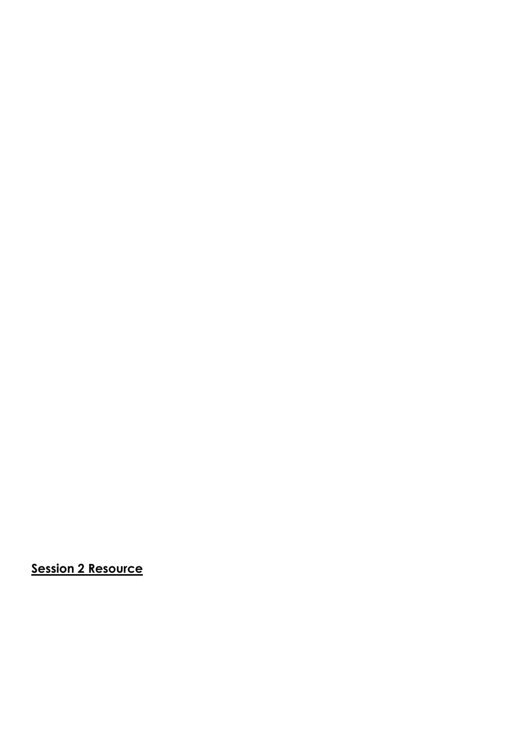**Session 2 Resource**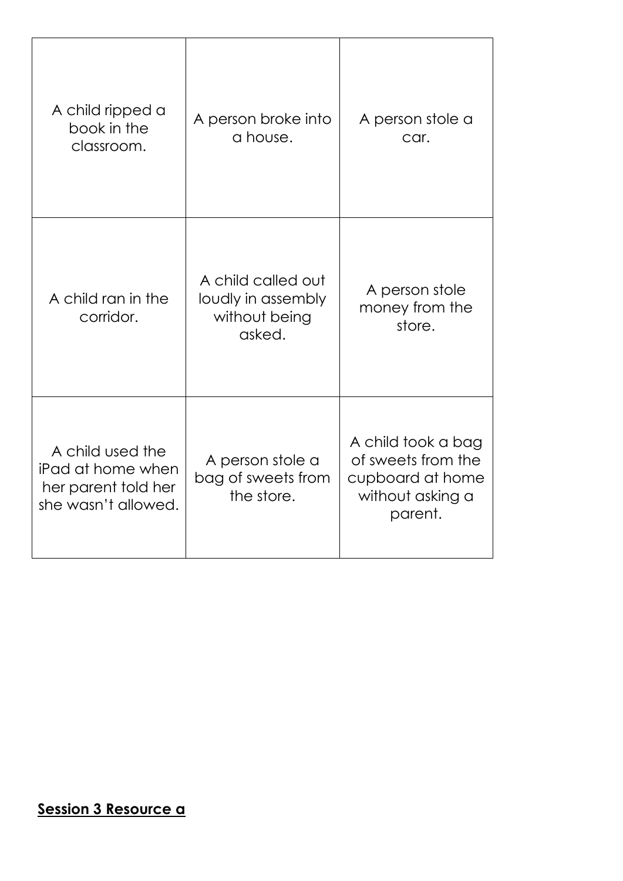| | | |
|---|---|---|
| A child ripped a book in the classroom. | A person broke into a house. | A person stole a car. |
| A child ran in the corridor. | A child called out loudly in assembly without being asked. | A person stole money from the store. |
| A child used the iPad at home when her parent told her she wasn't allowed. | A person stole a bag of sweets from the store. | A child took a bag of sweets from the cupboard at home without asking a parent. |

**Session 3 Resource a**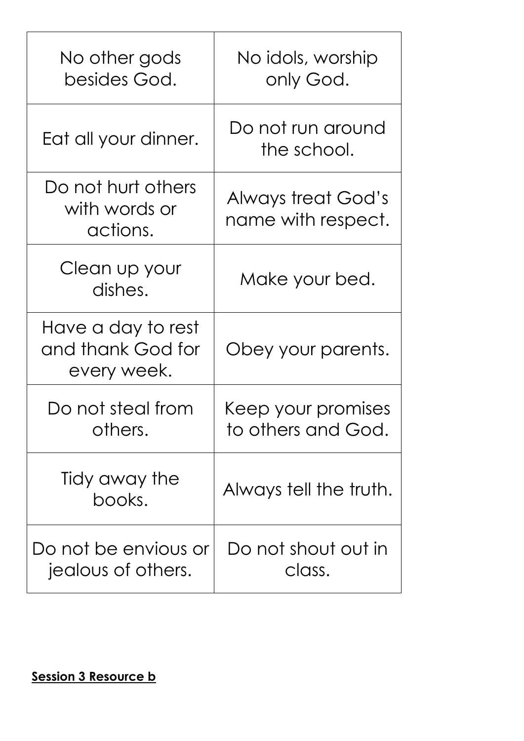| No other gods besides God. | No idols, worship only God. |
| --- | --- |
| Eat all your dinner. | Do not run around the school. |
| Do not hurt others with words or actions. | Always treat God's name with respect. |
| Clean up your dishes. | Make your bed. |
| Have a day to rest and thank God for every week. | Obey your parents. |
| Do not steal from others. | Keep your promises to others and God. |
| Tidy away the books. | Always tell the truth. |
| Do not be envious or jealous of others. | Do not shout out in class. |

**Session 3 Resource b**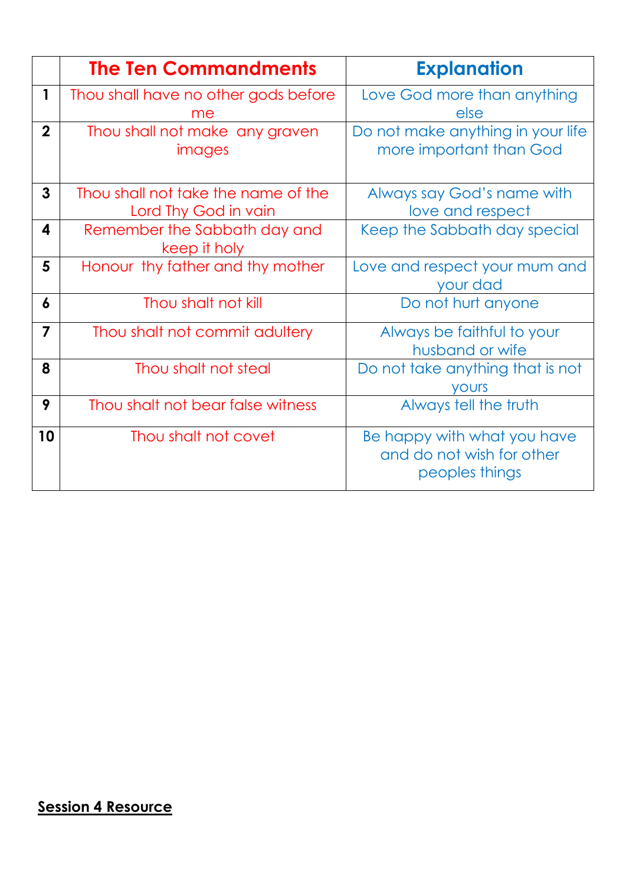| | The Ten Commandments | Explanation |
|---|---|---|
| 1 | Thou shall have no other gods before me | Love God more than anything else |
| 2 | Thou shall not make any graven images | Do not make anything in your life more important than God |
| 3 | Thou shall not take the name of the Lord Thy God in vain | Always say God's name with love and respect |
| 4 | Remember the Sabbath day and keep it holy | Keep the Sabbath day special |
| 5 | Honour thy father and thy mother | Love and respect your mum and your dad |
| 6 | Thou shalt not kill | Do not hurt anyone |
| 7 | Thou shalt not commit adultery | Always be faithful to your husband or wife |
| 8 | Thou shalt not steal | Do not take anything that is not yours |
| 9 | Thou shalt not bear false witness | Always tell the truth |
| 10 | Thou shalt not covet | Be happy with what you have and do not wish for other peoples things |

**Session 4 Resource**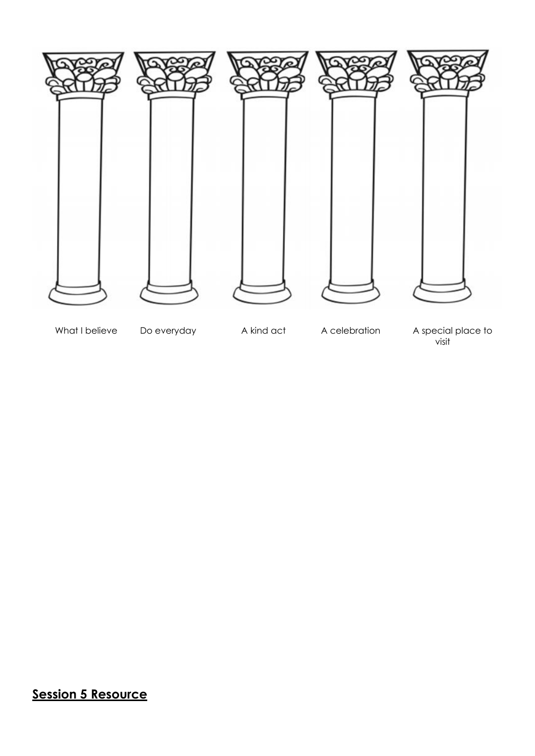What I believe

Do everyday

A kind act

A celebration

A special place to visit

**Session 5 Resource**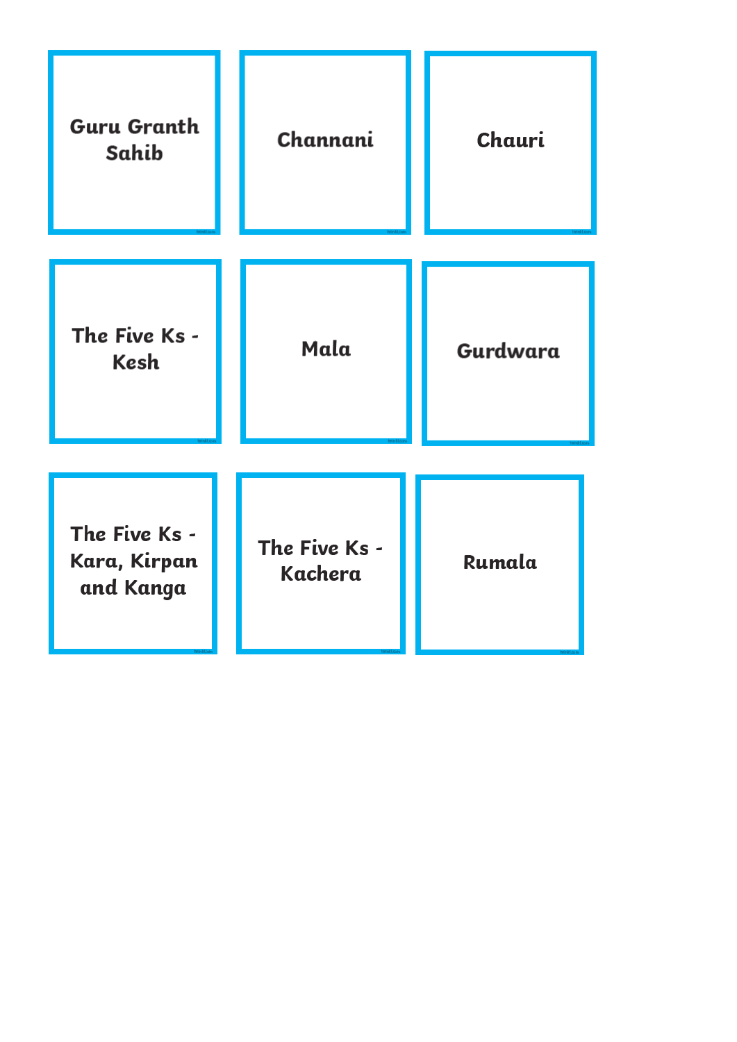| | | |
|---|---|---|
| Guru Granth Sahib | Channani | Chauri |
| The Five Ks - Kesh | Mala | Gurdwara |
| The Five Ks - Kara, Kirpan and Kanga | The Five Ks - Kachera | Rumala |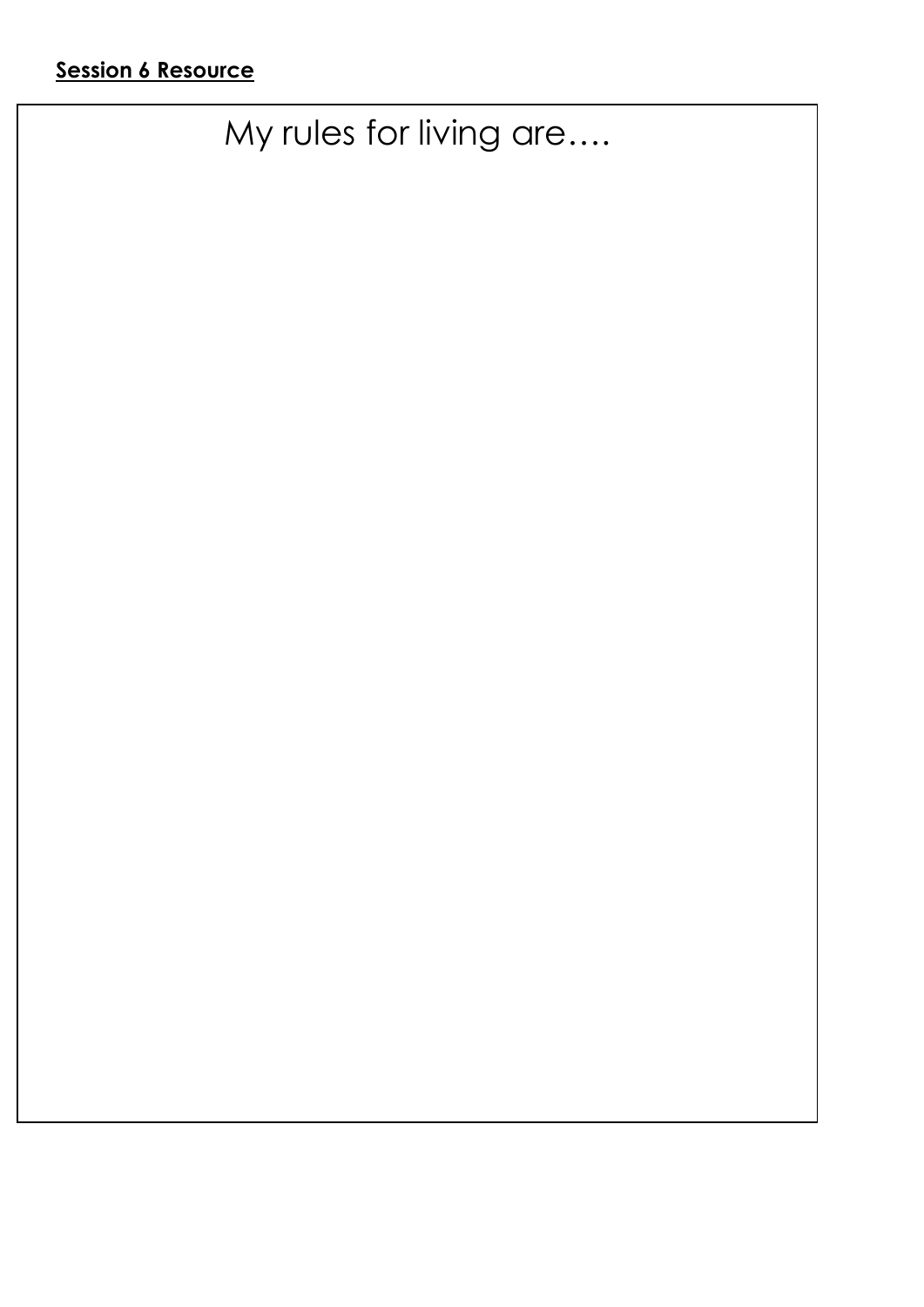**Session 6 Resource**

My rules for living are….